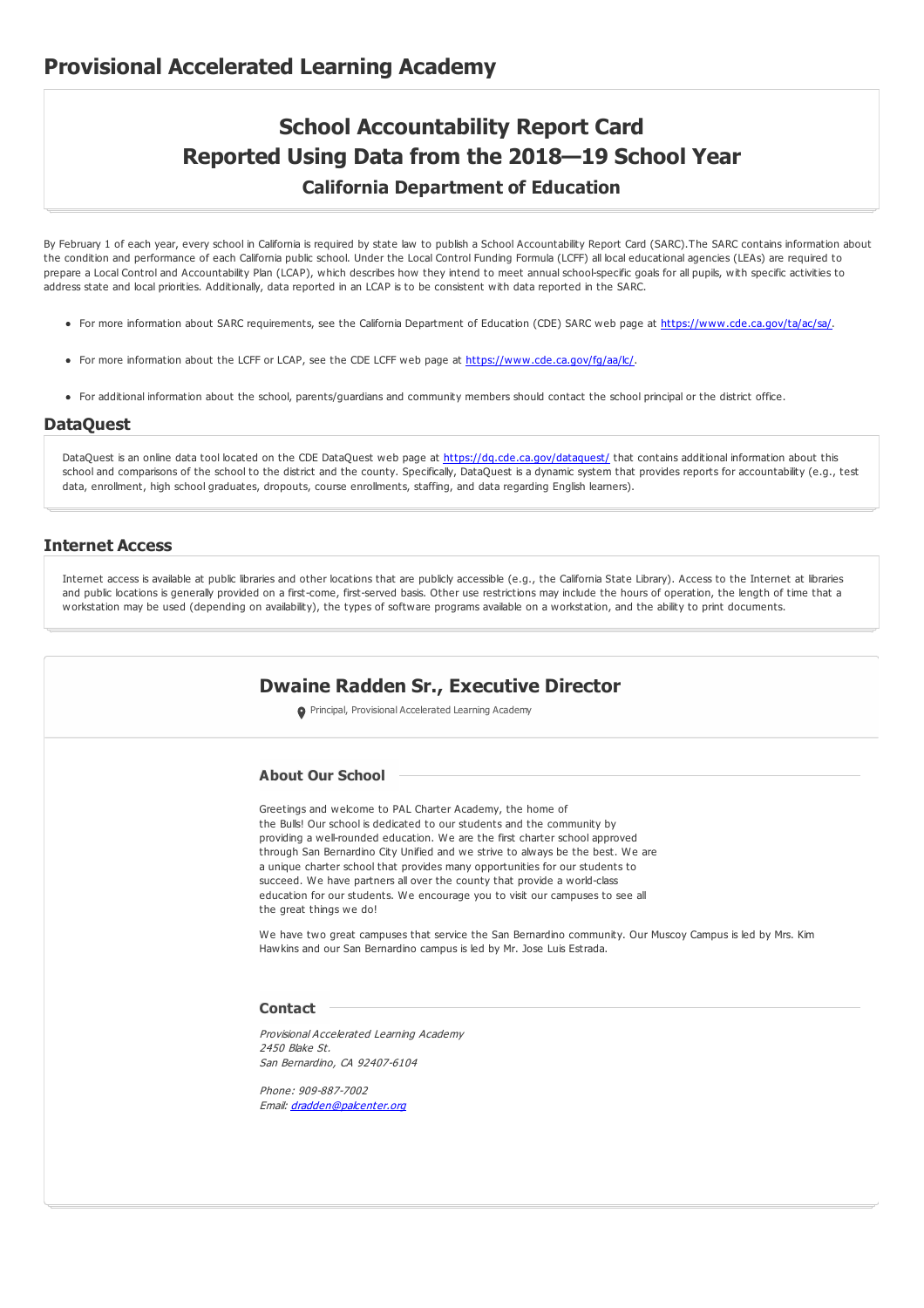# Provisional Accelerated Learning Academy

## School Accountability Report Card
## Reported Using Data from the 2018—19 School Year
### California Department of Education

By February 1 of each year, every school in California is required by state law to publish a School Accountability Report Card (SARC).The SARC contains information about the condition and performance of each California public school. Under the Local Control Funding Formula (LCFF) all local educational agencies (LEAs) are required to prepare a Local Control and Accountability Plan (LCAP), which describes how they intend to meet annual school-specific goals for all pupils, with specific activities to address state and local priorities. Additionally, data reported in an LCAP is to be consistent with data reported in the SARC.

- For more information about SARC requirements, see the California Department of Education (CDE) SARC web page at https://www.cde.ca.gov/ta/ac/sa/.
- For more information about the LCFF or LCAP, see the CDE LCFF web page at https://www.cde.ca.gov/fg/aa/lc/.
- For additional information about the school, parents/guardians and community members should contact the school principal or the district office.

## DataQuest

DataQuest is an online data tool located on the CDE DataQuest web page at https://dq.cde.ca.gov/dataquest/ that contains additional information about this school and comparisons of the school to the district and the county. Specifically, DataQuest is a dynamic system that provides reports for accountability (e.g., test data, enrollment, high school graduates, dropouts, course enrollments, staffing, and data regarding English learners).

## Internet Access

Internet access is available at public libraries and other locations that are publicly accessible (e.g., the California State Library). Access to the Internet at libraries and public locations is generally provided on a first-come, first-served basis. Other use restrictions may include the hours of operation, the length of time that a workstation may be used (depending on availability), the types of software programs available on a workstation, and the ability to print documents.

## Dwaine Radden Sr., Executive Director

Principal, Provisional Accelerated Learning Academy

### About Our School

Greetings and welcome to PAL Charter Academy, the home of the Bulls! Our school is dedicated to our students and the community by providing a well-rounded education. We are the first charter school approved through San Bernardino City Unified and we strive to always be the best. We are a unique charter school that provides many opportunities for our students to succeed. We have partners all over the county that provide a world-class education for our students. We encourage you to visit our campuses to see all the great things we do!

We have two great campuses that service the San Bernardino community. Our Muscoy Campus is led by Mrs. Kim Hawkins and our San Bernardino campus is led by Mr. Jose Luis Estrada.

### Contact

*Provisional Accelerated Learning Academy*
*2450 Blake St.*
*San Bernardino, CA 92407-6104*

*Phone: 909-887-7002*
*Email: dradden@palcenter.org*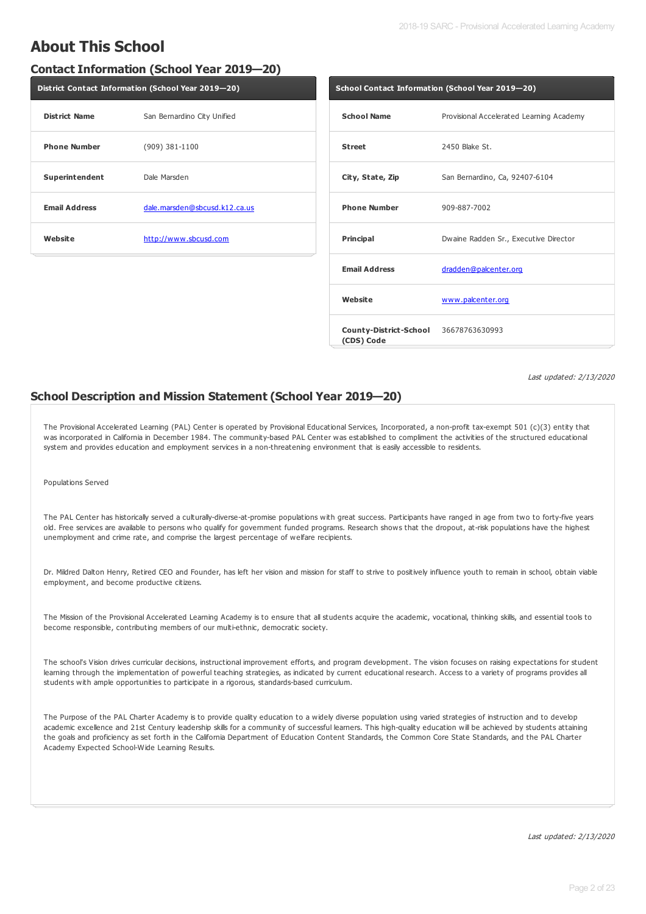# About This School

## Contact Information (School Year 2019—20)

| District Contact Information (School Year 2019—20) | |
|---|---|
| **District Name** | San Bernardino City Unified |
| **Phone Number** | (909) 381-1100 |
| **Superintendent** | Dale Marsden |
| **Email Address** | dale.marsden@sbcusd.k12.ca.us |
| **Website** | http://www.sbcusd.com |

| School Contact Information (School Year 2019—20) | |
|---|---|
| **School Name** | Provisional Accelerated Learning Academy |
| **Street** | 2450 Blake St. |
| **City, State, Zip** | San Bernardino, Ca, 92407-6104 |
| **Phone Number** | 909-887-7002 |
| **Principal** | Dwaine Radden Sr., Executive Director |
| **Email Address** | dradden@palcenter.org |
| **Website** | www.palcenter.org |
| **County-District-School (CDS) Code** | 36678763630993 |

*Last updated: 2/13/2020*

## School Description and Mission Statement (School Year 2019—20)

The Provisional Accelerated Learning (PAL) Center is operated by Provisional Educational Services, Incorporated, a non-profit tax-exempt 501 (c)(3) entity that was incorporated in California in December 1984. The community-based PAL Center was established to compliment the activities of the structured educational system and provides education and employment services in a non-threatening environment that is easily accessible to residents.

Populations Served

The PAL Center has historically served a culturally-diverse-at-promise populations with great success. Participants have ranged in age from two to forty-five years old. Free services are available to persons who qualify for government funded programs. Research shows that the dropout, at-risk populations have the highest unemployment and crime rate, and comprise the largest percentage of welfare recipients.

Dr. Mildred Dalton Henry, Retired CEO and Founder, has left her vision and mission for staff to strive to positively influence youth to remain in school, obtain viable employment, and become productive citizens.

The Mission of the Provisional Accelerated Learning Academy is to ensure that all students acquire the academic, vocational, thinking skills, and essential tools to become responsible, contributing members of our multi-ethnic, democratic society.

The school's Vision drives curricular decisions, instructional improvement efforts, and program development. The vision focuses on raising expectations for student learning through the implementation of powerful teaching strategies, as indicated by current educational research. Access to a variety of programs provides all students with ample opportunities to participate in a rigorous, standards-based curriculum.

The Purpose of the PAL Charter Academy is to provide quality education to a widely diverse population using varied strategies of instruction and to develop academic excellence and 21st Century leadership skills for a community of successful learners. This high-quality education will be achieved by students attaining the goals and proficiency as set forth in the California Department of Education Content Standards, the Common Core State Standards, and the PAL Charter Academy Expected School-Wide Learning Results.

*Last updated: 2/13/2020*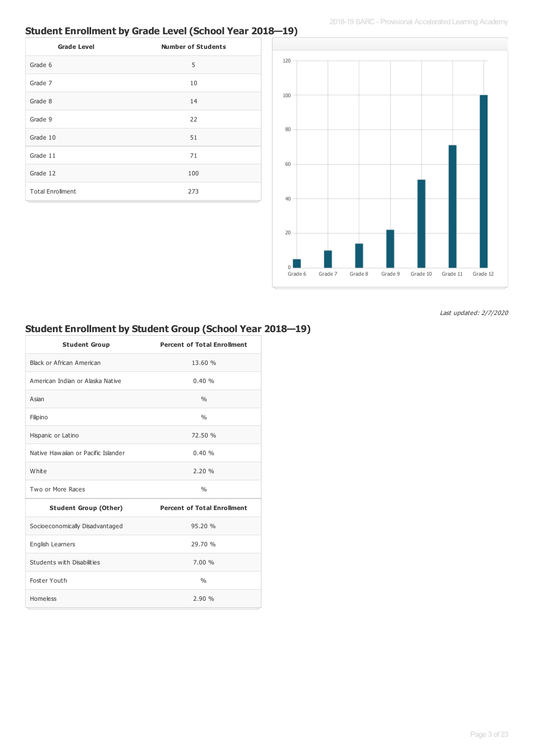## Student Enrollment by Grade Level (School Year 2018—19)

| Grade Level | Number of Students |
|---|---|
| Grade 6 | 5 |
| Grade 7 | 10 |
| Grade 8 | 14 |
| Grade 9 | 22 |
| Grade 10 | 51 |
| Grade 11 | 71 |
| Grade 12 | 100 |
| Total Enrollment | 273 |

*Last updated: 2/7/2020*

## Student Enrollment by Student Group (School Year 2018—19)

| Student Group | Percent of Total Enrollment |
|---|---|
| Black or African American | 13.60 % |
| American Indian or Alaska Native | 0.40 % |
| Asian | % |
| Filipino | % |
| Hispanic or Latino | 72.50 % |
| Native Hawaiian or Pacific Islander | 0.40 % |
| White | 2.20 % |
| Two or More Races | % |
| **Student Group (Other)** | **Percent of Total Enrollment** |
| Socioeconomically Disadvantaged | 95.20 % |
| English Learners | 29.70 % |
| Students with Disabilities | 7.00 % |
| Foster Youth | % |
| Homeless | 2.90 % |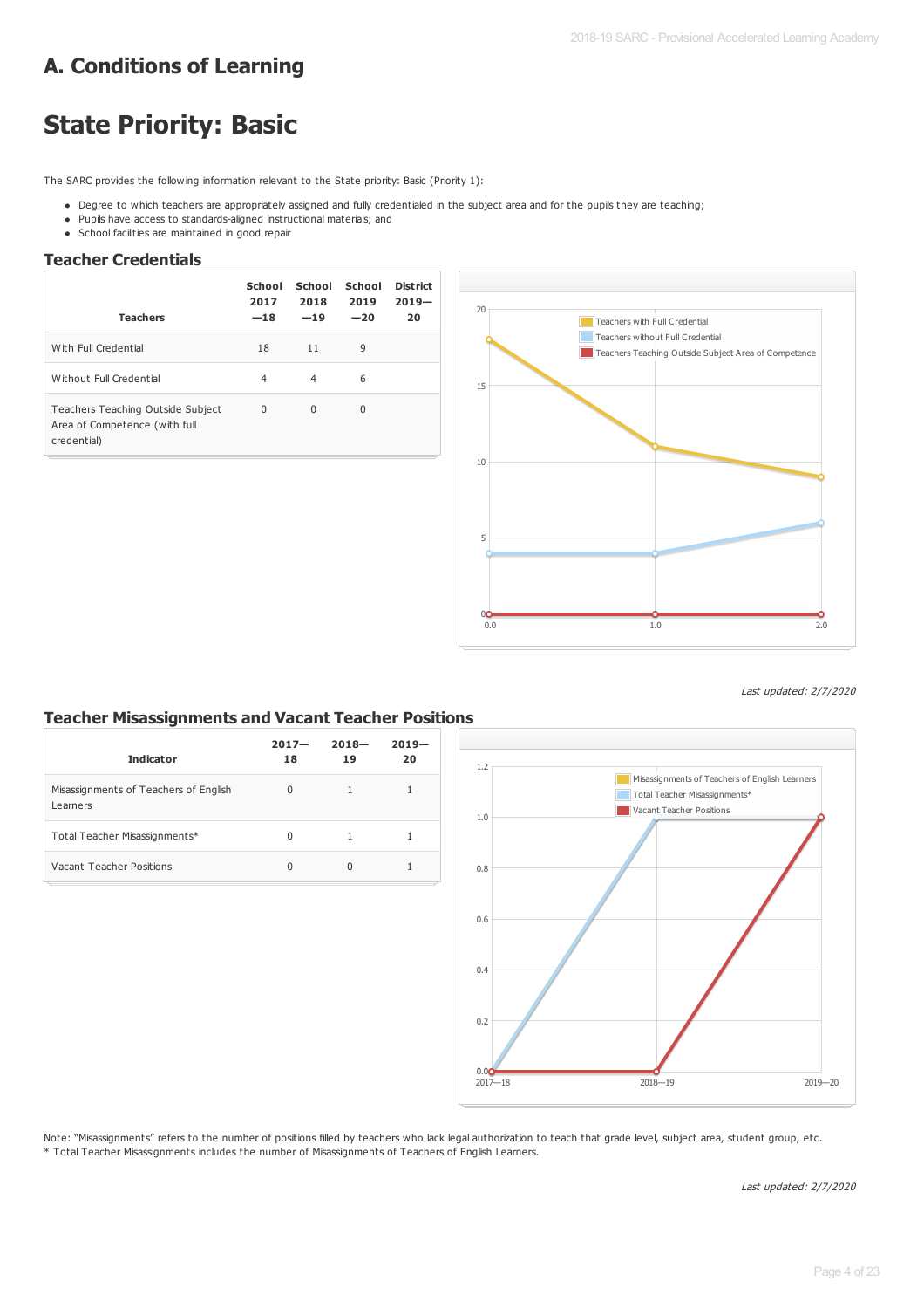# A. Conditions of Learning

# State Priority: Basic

The SARC provides the following information relevant to the State priority: Basic (Priority 1):

- Degree to which teachers are appropriately assigned and fully credentialed in the subject area and for the pupils they are teaching;
- Pupils have access to standards-aligned instructional materials; and
- School facilities are maintained in good repair

## Teacher Credentials

| Teachers | School 2017—18 | School 2018—19 | School 2019—20 | District 2019—20 |
|---|---|---|---|---|
| With Full Credential | 18 | 11 | 9 | |
| Without Full Credential | 4 | 4 | 6 | |
| Teachers Teaching Outside Subject Area of Competence (with full credential) | 0 | 0 | 0 | |

*Last updated: 2/7/2020*

## Teacher Misassignments and Vacant Teacher Positions

| Indicator | 2017—18 | 2018—19 | 2019—20 |
|---|---|---|---|
| Misassignments of Teachers of English Learners | 0 | 1 | 1 |
| Total Teacher Misassignments* | 0 | 1 | 1 |
| Vacant Teacher Positions | 0 | 0 | 1 |

Note: "Misassignments" refers to the number of positions filled by teachers who lack legal authorization to teach that grade level, subject area, student group, etc.
* Total Teacher Misassignments includes the number of Misassignments of Teachers of English Learners.

*Last updated: 2/7/2020*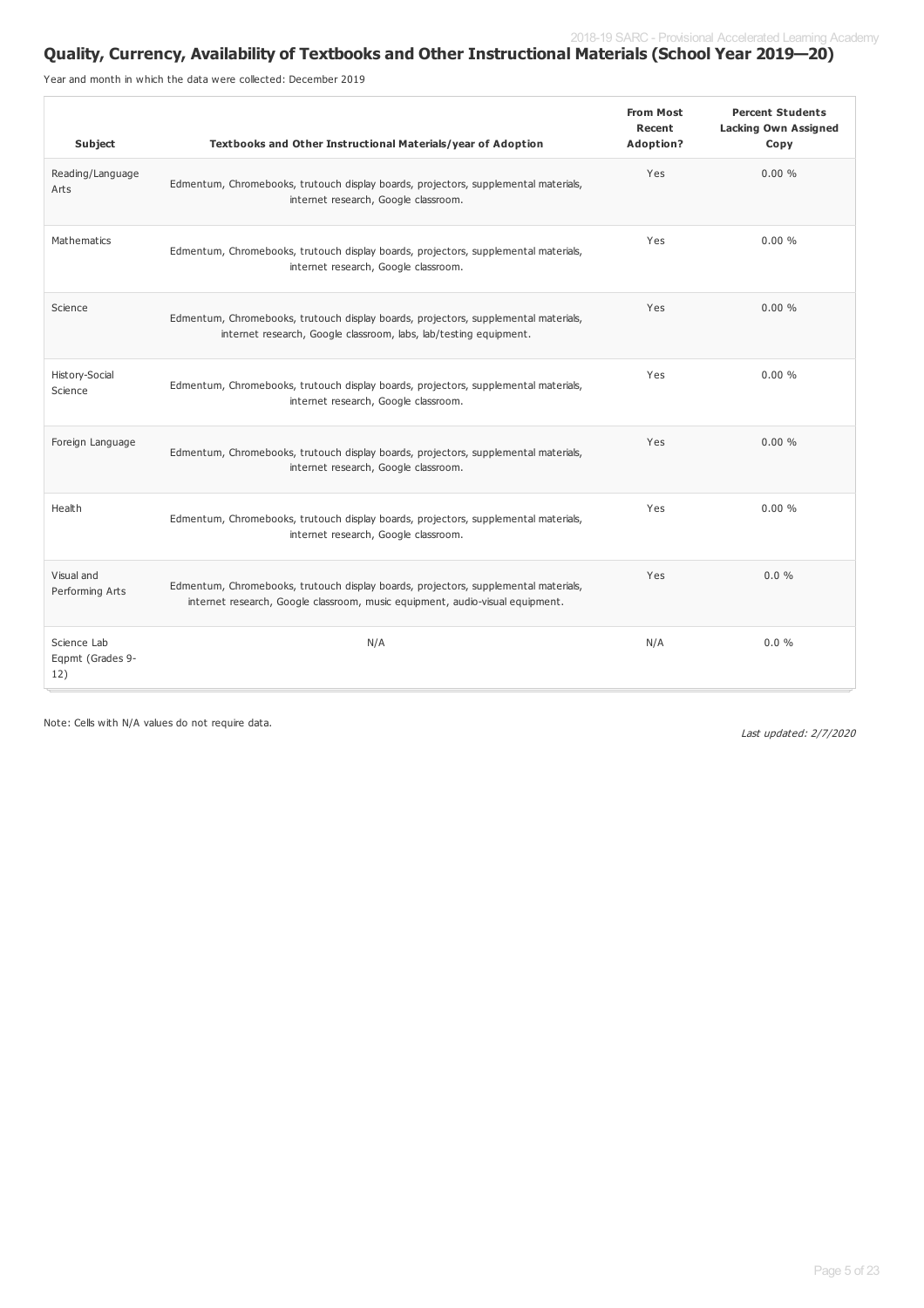## Quality, Currency, Availability of Textbooks and Other Instructional Materials (School Year 2019—20)

Year and month in which the data were collected: December 2019

| Subject | Textbooks and Other Instructional Materials/year of Adoption | From Most Recent Adoption? | Percent Students Lacking Own Assigned Copy |
|---|---|---|---|
| Reading/Language Arts | Edmentum, Chromebooks, trutouch display boards, projectors, supplemental materials, internet research, Google classroom. | Yes | 0.00 % |
| Mathematics | Edmentum, Chromebooks, trutouch display boards, projectors, supplemental materials, internet research, Google classroom. | Yes | 0.00 % |
| Science | Edmentum, Chromebooks, trutouch display boards, projectors, supplemental materials, internet research, Google classroom, labs, lab/testing equipment. | Yes | 0.00 % |
| History-Social Science | Edmentum, Chromebooks, trutouch display boards, projectors, supplemental materials, internet research, Google classroom. | Yes | 0.00 % |
| Foreign Language | Edmentum, Chromebooks, trutouch display boards, projectors, supplemental materials, internet research, Google classroom. | Yes | 0.00 % |
| Health | Edmentum, Chromebooks, trutouch display boards, projectors, supplemental materials, internet research, Google classroom. | Yes | 0.00 % |
| Visual and Performing Arts | Edmentum, Chromebooks, trutouch display boards, projectors, supplemental materials, internet research, Google classroom, music equipment, audio-visual equipment. | Yes | 0.0 % |
| Science Lab Eqpmt (Grades 9-12) | N/A | N/A | 0.0 % |

Note: Cells with N/A values do not require data.

*Last updated: 2/7/2020*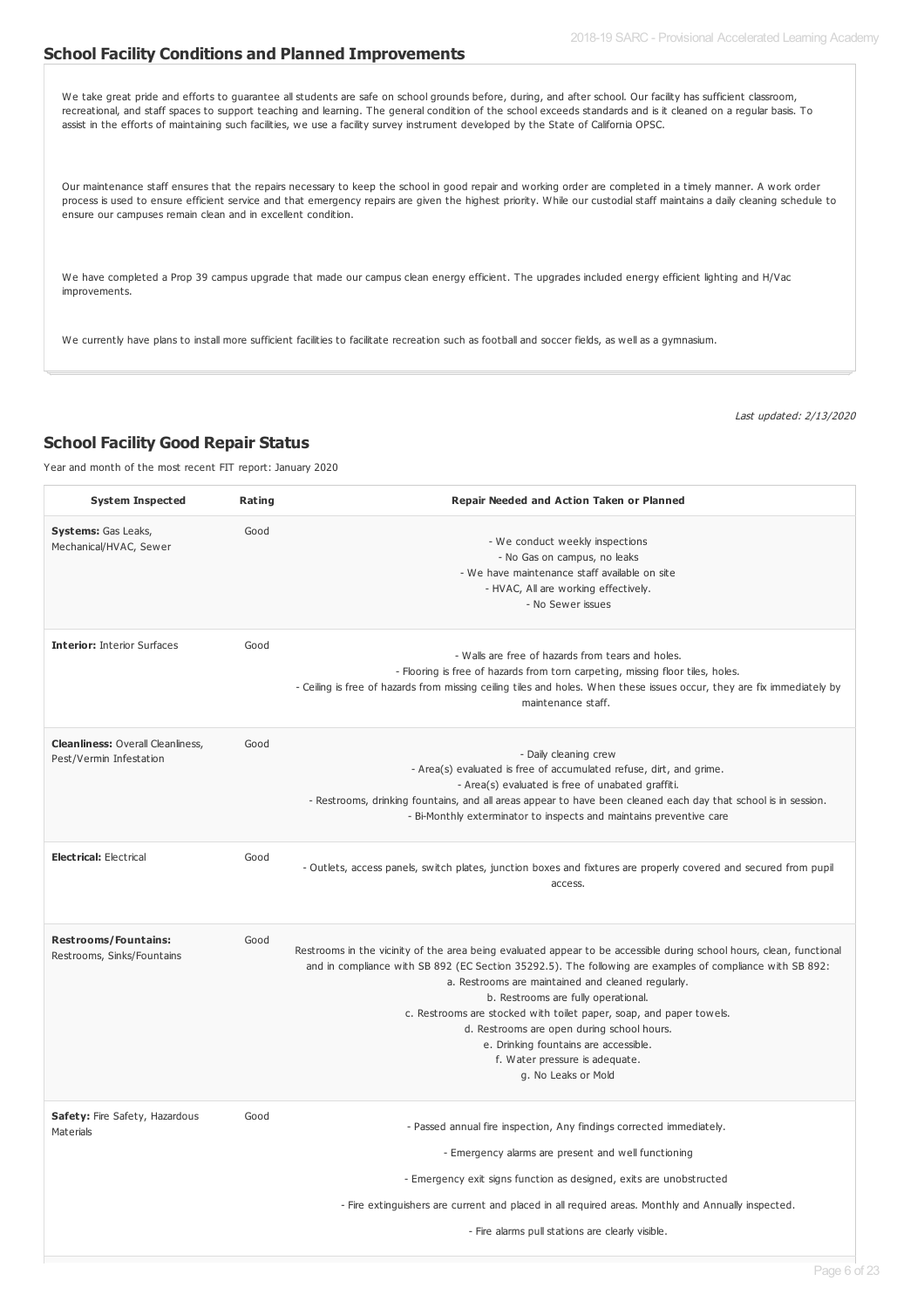## School Facility Conditions and Planned Improvements

We take great pride and efforts to guarantee all students are safe on school grounds before, during, and after school. Our facility has sufficient classroom, recreational, and staff spaces to support teaching and learning. The general condition of the school exceeds standards and is it cleaned on a regular basis. To assist in the efforts of maintaining such facilities, we use a facility survey instrument developed by the State of California OPSC.

Our maintenance staff ensures that the repairs necessary to keep the school in good repair and working order are completed in a timely manner. A work order process is used to ensure efficient service and that emergency repairs are given the highest priority. While our custodial staff maintains a daily cleaning schedule to ensure our campuses remain clean and in excellent condition.

We have completed a Prop 39 campus upgrade that made our campus clean energy efficient. The upgrades included energy efficient lighting and H/Vac improvements.

We currently have plans to install more sufficient facilities to facilitate recreation such as football and soccer fields, as well as a gymnasium.

*Last updated: 2/13/2020*

## School Facility Good Repair Status

Year and month of the most recent FIT report: January 2020

| System Inspected | Rating | Repair Needed and Action Taken or Planned |
|---|---|---|
| **Systems:** Gas Leaks, Mechanical/HVAC, Sewer | Good | - We conduct weekly inspections<br>- No Gas on campus, no leaks<br>- We have maintenance staff available on site<br>- HVAC, All are working effectively.<br>- No Sewer issues |
| **Interior:** Interior Surfaces | Good | - Walls are free of hazards from tears and holes.<br>- Flooring is free of hazards from torn carpeting, missing floor tiles, holes.<br>- Ceiling is free of hazards from missing ceiling tiles and holes. When these issues occur, they are fix immediately by maintenance staff. |
| **Cleanliness:** Overall Cleanliness, Pest/Vermin Infestation | Good | - Daily cleaning crew<br>- Area(s) evaluated is free of accumulated refuse, dirt, and grime.<br>- Area(s) evaluated is free of unabated graffiti.<br>- Restrooms, drinking fountains, and all areas appear to have been cleaned each day that school is in session.<br>- Bi-Monthly exterminator to inspects and maintains preventive care |
| **Electrical:** Electrical | Good | - Outlets, access panels, switch plates, junction boxes and fixtures are properly covered and secured from pupil access. |
| **Restrooms/Fountains:** Restrooms, Sinks/Fountains | Good | Restrooms in the vicinity of the area being evaluated appear to be accessible during school hours, clean, functional and in compliance with SB 892 (EC Section 35292.5). The following are examples of compliance with SB 892:<br>a. Restrooms are maintained and cleaned regularly.<br>b. Restrooms are fully operational.<br>c. Restrooms are stocked with toilet paper, soap, and paper towels.<br>d. Restrooms are open during school hours.<br>e. Drinking fountains are accessible.<br>f. Water pressure is adequate.<br>g. No Leaks or Mold |
| **Safety:** Fire Safety, Hazardous Materials | Good | - Passed annual fire inspection, Any findings corrected immediately.<br>- Emergency alarms are present and well functioning<br>- Emergency exit signs function as designed, exits are unobstructed<br>- Fire extinguishers are current and placed in all required areas. Monthly and Annually inspected.<br>- Fire alarms pull stations are clearly visible. |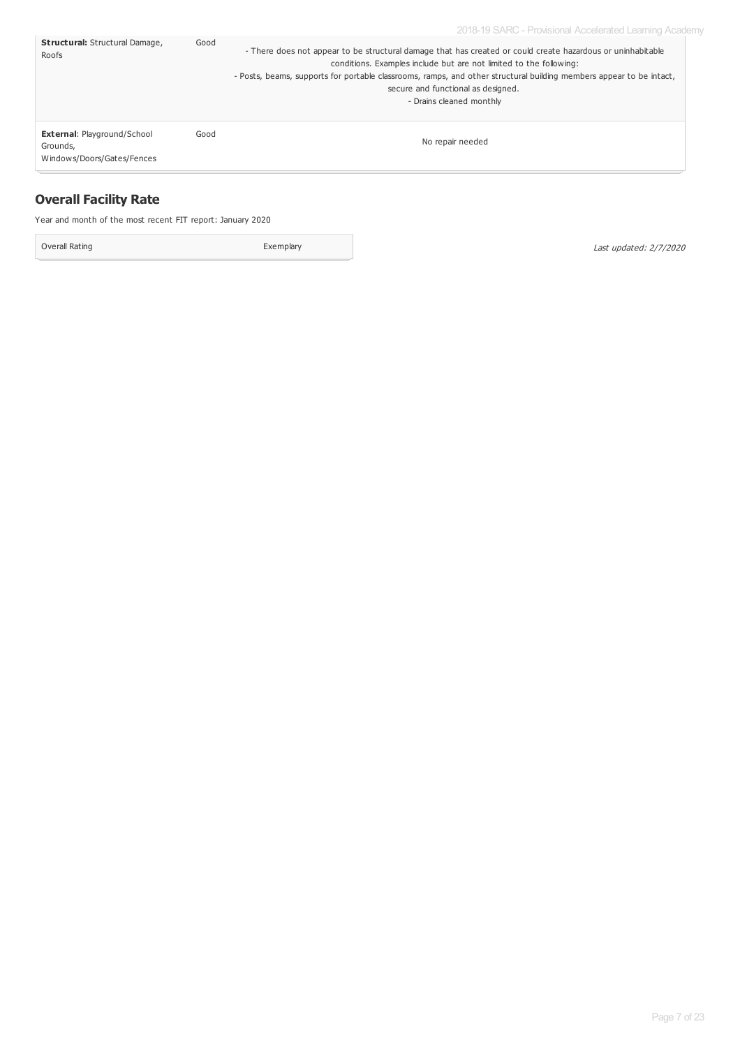| | | |
|---|---|---|
| **Structural:** Structural Damage, Roofs | Good | - There does not appear to be structural damage that has created or could create hazardous or uninhabitable conditions. Examples include but are not limited to the following:<br>- Posts, beams, supports for portable classrooms, ramps, and other structural building members appear to be intact, secure and functional as designed.<br>- Drains cleaned monthly |
| **External**: Playground/School Grounds, Windows/Doors/Gates/Fences | Good | No repair needed |

## Overall Facility Rate

Year and month of the most recent FIT report: January 2020

| | |
|---|---|
| Overall Rating | Exemplary |

*Last updated: 2/7/2020*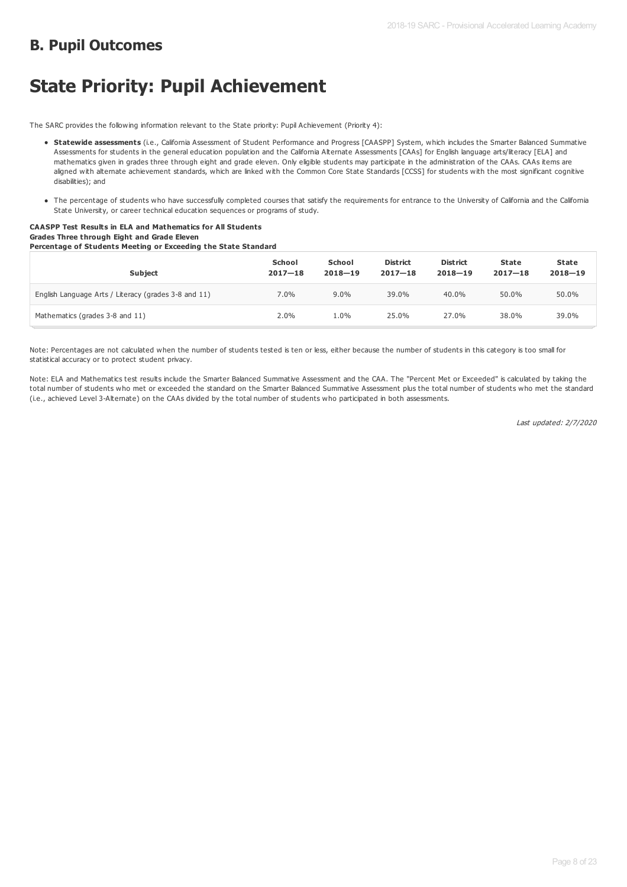## B. Pupil Outcomes

# State Priority: Pupil Achievement

The SARC provides the following information relevant to the State priority: Pupil Achievement (Priority 4):

- **Statewide assessments** (i.e., California Assessment of Student Performance and Progress [CAASPP] System, which includes the Smarter Balanced Summative Assessments for students in the general education population and the California Alternate Assessments [CAAs] for English language arts/literacy [ELA] and mathematics given in grades three through eight and grade eleven. Only eligible students may participate in the administration of the CAAs. CAAs items are aligned with alternate achievement standards, which are linked with the Common Core State Standards [CCSS] for students with the most significant cognitive disabilities); and
- The percentage of students who have successfully completed courses that satisfy the requirements for entrance to the University of California and the California State University, or career technical education sequences or programs of study.

**CAASPP Test Results in ELA and Mathematics for All Students**
**Grades Three through Eight and Grade Eleven**
**Percentage of Students Meeting or Exceeding the State Standard**

| Subject | School 2017—18 | School 2018—19 | District 2017—18 | District 2018—19 | State 2017—18 | State 2018—19 |
|---|---|---|---|---|---|---|
| English Language Arts / Literacy (grades 3-8 and 11) | 7.0% | 9.0% | 39.0% | 40.0% | 50.0% | 50.0% |
| Mathematics (grades 3-8 and 11) | 2.0% | 1.0% | 25.0% | 27.0% | 38.0% | 39.0% |

Note: Percentages are not calculated when the number of students tested is ten or less, either because the number of students in this category is too small for statistical accuracy or to protect student privacy.

Note: ELA and Mathematics test results include the Smarter Balanced Summative Assessment and the CAA. The "Percent Met or Exceeded" is calculated by taking the total number of students who met or exceeded the standard on the Smarter Balanced Summative Assessment plus the total number of students who met the standard (i.e., achieved Level 3-Alternate) on the CAAs divided by the total number of students who participated in both assessments.

*Last updated: 2/7/2020*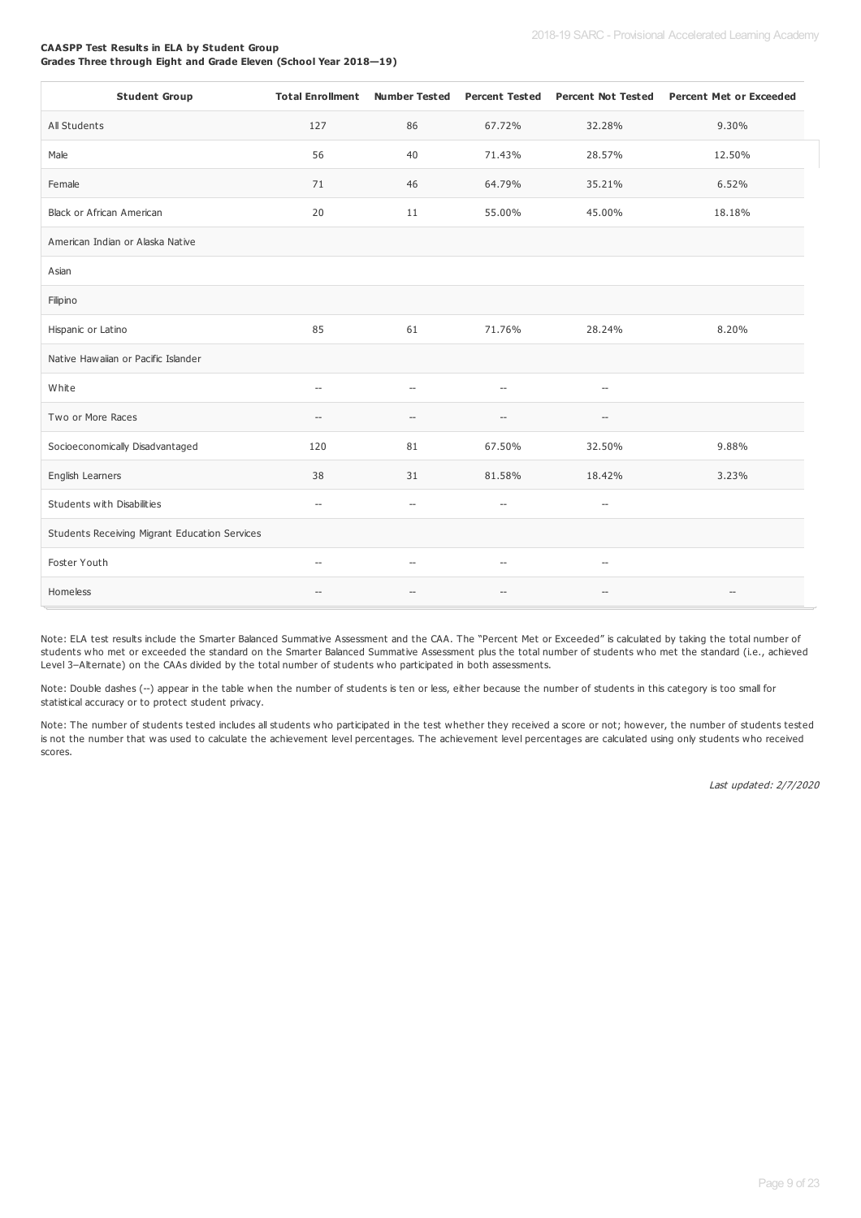**CAASPP Test Results in ELA by Student Group**
**Grades Three through Eight and Grade Eleven (School Year 2018—19)**

| Student Group | Total Enrollment | Number Tested | Percent Tested | Percent Not Tested | Percent Met or Exceeded |
|---|---|---|---|---|---|
| All Students | 127 | 86 | 67.72% | 32.28% | 9.30% |
| Male | 56 | 40 | 71.43% | 28.57% | 12.50% |
| Female | 71 | 46 | 64.79% | 35.21% | 6.52% |
| Black or African American | 20 | 11 | 55.00% | 45.00% | 18.18% |
| American Indian or Alaska Native | | | | | |
| Asian | | | | | |
| Filipino | | | | | |
| Hispanic or Latino | 85 | 61 | 71.76% | 28.24% | 8.20% |
| Native Hawaiian or Pacific Islander | | | | | |
| White | -- | -- | -- | -- | |
| Two or More Races | -- | -- | -- | -- | |
| Socioeconomically Disadvantaged | 120 | 81 | 67.50% | 32.50% | 9.88% |
| English Learners | 38 | 31 | 81.58% | 18.42% | 3.23% |
| Students with Disabilities | -- | -- | -- | -- | |
| Students Receiving Migrant Education Services | | | | | |
| Foster Youth | -- | -- | -- | -- | |
| Homeless | -- | -- | -- | -- | -- |

Note: ELA test results include the Smarter Balanced Summative Assessment and the CAA. The "Percent Met or Exceeded" is calculated by taking the total number of students who met or exceeded the standard on the Smarter Balanced Summative Assessment plus the total number of students who met the standard (i.e., achieved Level 3–Alternate) on the CAAs divided by the total number of students who participated in both assessments.

Note: Double dashes (--) appear in the table when the number of students is ten or less, either because the number of students in this category is too small for statistical accuracy or to protect student privacy.

Note: The number of students tested includes all students who participated in the test whether they received a score or not; however, the number of students tested is not the number that was used to calculate the achievement level percentages. The achievement level percentages are calculated using only students who received scores.

*Last updated: 2/7/2020*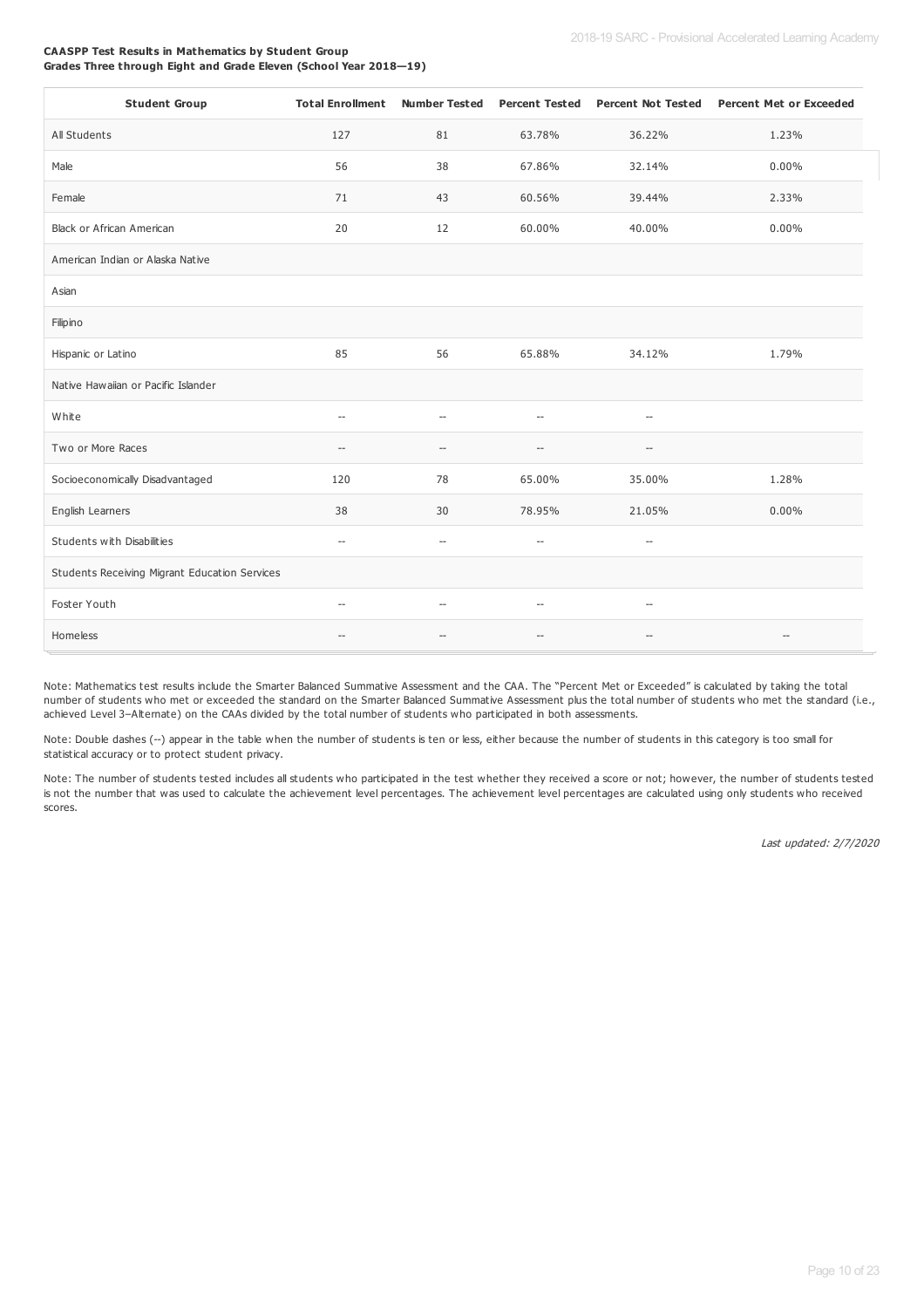**CAASPP Test Results in Mathematics by Student Group**
**Grades Three through Eight and Grade Eleven (School Year 2018—19)**

| Student Group | Total Enrollment | Number Tested | Percent Tested | Percent Not Tested | Percent Met or Exceeded |
|---|---|---|---|---|---|
| All Students | 127 | 81 | 63.78% | 36.22% | 1.23% |
| Male | 56 | 38 | 67.86% | 32.14% | 0.00% |
| Female | 71 | 43 | 60.56% | 39.44% | 2.33% |
| Black or African American | 20 | 12 | 60.00% | 40.00% | 0.00% |
| American Indian or Alaska Native | | | | | |
| Asian | | | | | |
| Filipino | | | | | |
| Hispanic or Latino | 85 | 56 | 65.88% | 34.12% | 1.79% |
| Native Hawaiian or Pacific Islander | | | | | |
| White | -- | -- | -- | -- | |
| Two or More Races | -- | -- | -- | -- | |
| Socioeconomically Disadvantaged | 120 | 78 | 65.00% | 35.00% | 1.28% |
| English Learners | 38 | 30 | 78.95% | 21.05% | 0.00% |
| Students with Disabilities | -- | -- | -- | -- | |
| Students Receiving Migrant Education Services | | | | | |
| Foster Youth | -- | -- | -- | -- | |
| Homeless | -- | -- | -- | -- | -- |

Note: Mathematics test results include the Smarter Balanced Summative Assessment and the CAA. The "Percent Met or Exceeded" is calculated by taking the total number of students who met or exceeded the standard on the Smarter Balanced Summative Assessment plus the total number of students who met the standard (i.e., achieved Level 3–Alternate) on the CAAs divided by the total number of students who participated in both assessments.

Note: Double dashes (--) appear in the table when the number of students is ten or less, either because the number of students in this category is too small for statistical accuracy or to protect student privacy.

Note: The number of students tested includes all students who participated in the test whether they received a score or not; however, the number of students tested is not the number that was used to calculate the achievement level percentages. The achievement level percentages are calculated using only students who received scores.

*Last updated: 2/7/2020*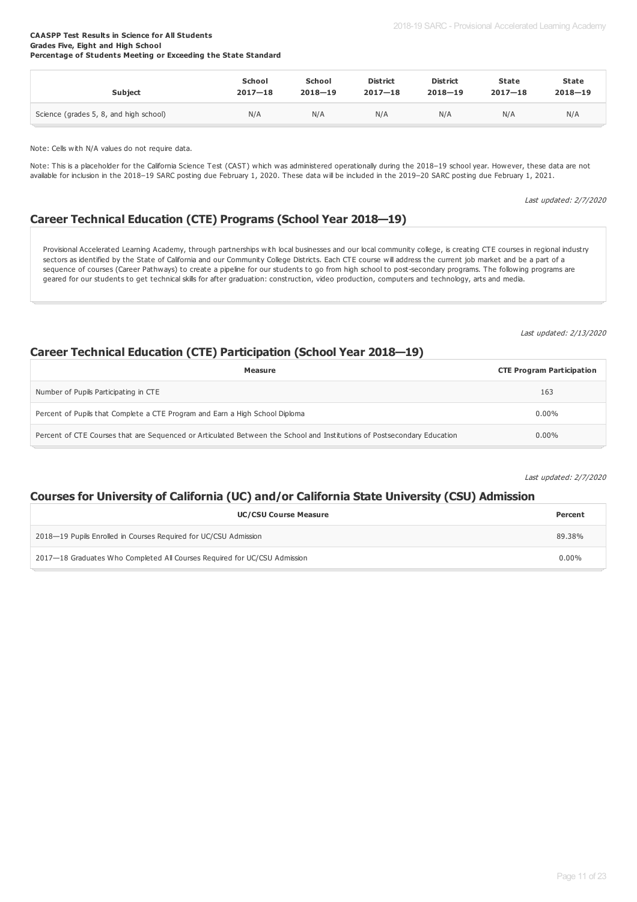**CAASPP Test Results in Science for All Students**
**Grades Five, Eight and High School**
**Percentage of Students Meeting or Exceeding the State Standard**

| Subject | School 2017—18 | School 2018—19 | District 2017—18 | District 2018—19 | State 2017—18 | State 2018—19 |
|---|---|---|---|---|---|---|
| Science (grades 5, 8, and high school) | N/A | N/A | N/A | N/A | N/A | N/A |

Note: Cells with N/A values do not require data.

Note: This is a placeholder for the California Science Test (CAST) which was administered operationally during the 2018–19 school year. However, these data are not available for inclusion in the 2018–19 SARC posting due February 1, 2020. These data will be included in the 2019–20 SARC posting due February 1, 2021.

*Last updated: 2/7/2020*

## Career Technical Education (CTE) Programs (School Year 2018—19)

Provisional Accelerated Learning Academy, through partnerships with local businesses and our local community college, is creating CTE courses in regional industry sectors as identified by the State of California and our Community College Districts. Each CTE course will address the current job market and be a part of a sequence of courses (Career Pathways) to create a pipeline for our students to go from high school to post-secondary programs. The following programs are geared for our students to get technical skills for after graduation: construction, video production, computers and technology, arts and media.

*Last updated: 2/13/2020*

## Career Technical Education (CTE) Participation (School Year 2018—19)

| Measure | CTE Program Participation |
|---|---|
| Number of Pupils Participating in CTE | 163 |
| Percent of Pupils that Complete a CTE Program and Earn a High School Diploma | 0.00% |
| Percent of CTE Courses that are Sequenced or Articulated Between the School and Institutions of Postsecondary Education | 0.00% |

*Last updated: 2/7/2020*

## Courses for University of California (UC) and/or California State University (CSU) Admission

| UC/CSU Course Measure | Percent |
|---|---|
| 2018—19 Pupils Enrolled in Courses Required for UC/CSU Admission | 89.38% |
| 2017—18 Graduates Who Completed All Courses Required for UC/CSU Admission | 0.00% |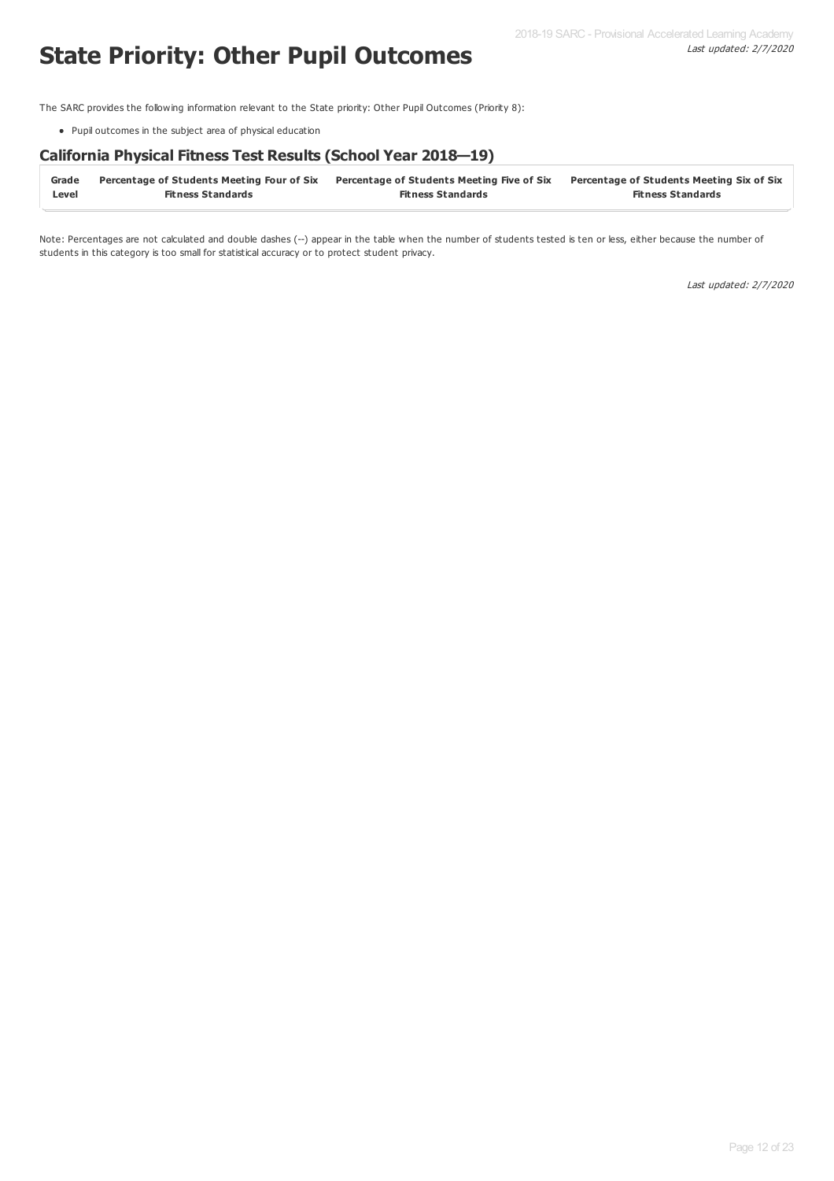# State Priority: Other Pupil Outcomes

*Last updated: 2/7/2020*

The SARC provides the following information relevant to the State priority: Other Pupil Outcomes (Priority 8):

- Pupil outcomes in the subject area of physical education

## California Physical Fitness Test Results (School Year 2018—19)

| Grade Level | Percentage of Students Meeting Four of Six Fitness Standards | Percentage of Students Meeting Five of Six Fitness Standards | Percentage of Students Meeting Six of Six Fitness Standards |
|---|---|---|---|

Note: Percentages are not calculated and double dashes (--) appear in the table when the number of students tested is ten or less, either because the number of students in this category is too small for statistical accuracy or to protect student privacy.

*Last updated: 2/7/2020*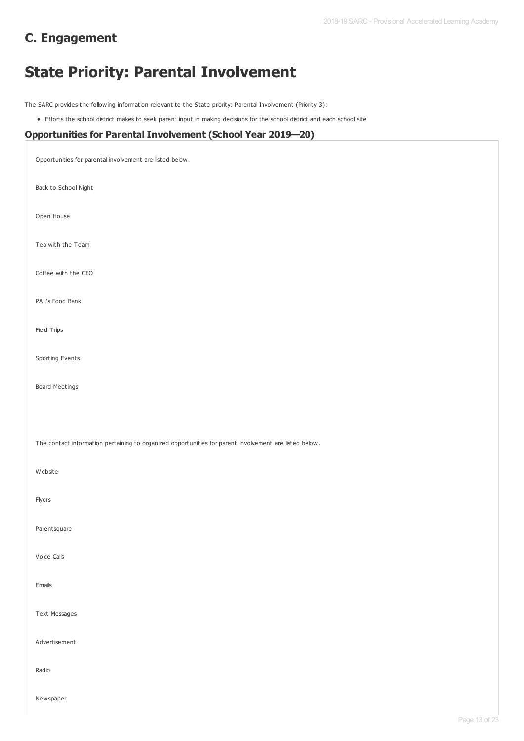## C. Engagement

# State Priority: Parental Involvement

The SARC provides the following information relevant to the State priority: Parental Involvement (Priority 3):

- Efforts the school district makes to seek parent input in making decisions for the school district and each school site

### Opportunities for Parental Involvement (School Year 2019—20)

Opportunities for parental involvement are listed below.

Back to School Night

Open House

Tea with the Team

Coffee with the CEO

PAL's Food Bank

Field Trips

Sporting Events

Board Meetings

The contact information pertaining to organized opportunities for parent involvement are listed below.

Website

Flyers

Parentsquare

Voice Calls

Emails

Text Messages

Advertisement

Radio

Newspaper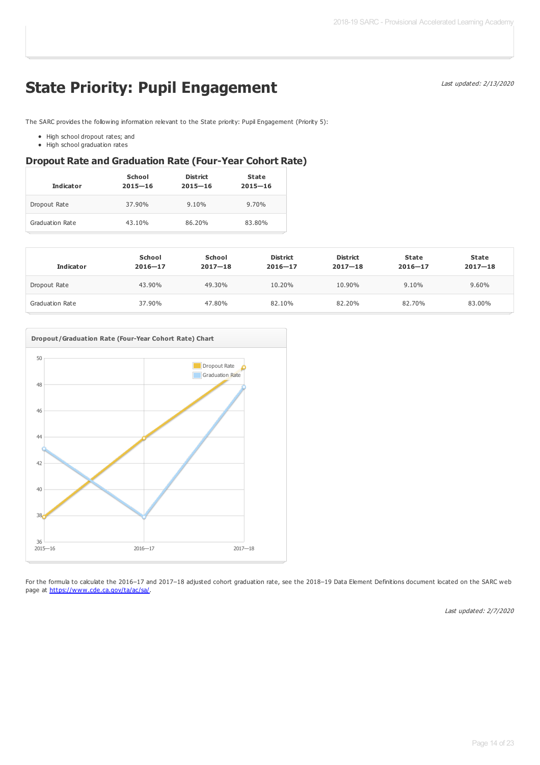# State Priority: Pupil Engagement

*Last updated: 2/13/2020*

The SARC provides the following information relevant to the State priority: Pupil Engagement (Priority 5):

- High school dropout rates; and
- High school graduation rates

## Dropout Rate and Graduation Rate (Four-Year Cohort Rate)

| Indicator | School 2015—16 | District 2015—16 | State 2015—16 |
|---|---|---|---|
| Dropout Rate | 37.90% | 9.10% | 9.70% |
| Graduation Rate | 43.10% | 86.20% | 83.80% |

| Indicator | School 2016—17 | School 2017—18 | District 2016—17 | District 2017—18 | State 2016—17 | State 2017—18 |
|---|---|---|---|---|---|---|
| Dropout Rate | 43.90% | 49.30% | 10.20% | 10.90% | 9.10% | 9.60% |
| Graduation Rate | 37.90% | 47.80% | 82.10% | 82.20% | 82.70% | 83.00% |

**Dropout/Graduation Rate (Four-Year Cohort Rate) Chart**

| Year | Dropout Rate | Graduation Rate |
|---|---|---|
| 2015—16 | 37.9 | 43.1 |
| 2016—17 | 43.9 | 37.9 |
| 2017—18 | 49.3 | 47.8 |

For the formula to calculate the 2016–17 and 2017–18 adjusted cohort graduation rate, see the 2018–19 Data Element Definitions document located on the SARC web page at https://www.cde.ca.gov/ta/ac/sa/.

*Last updated: 2/7/2020*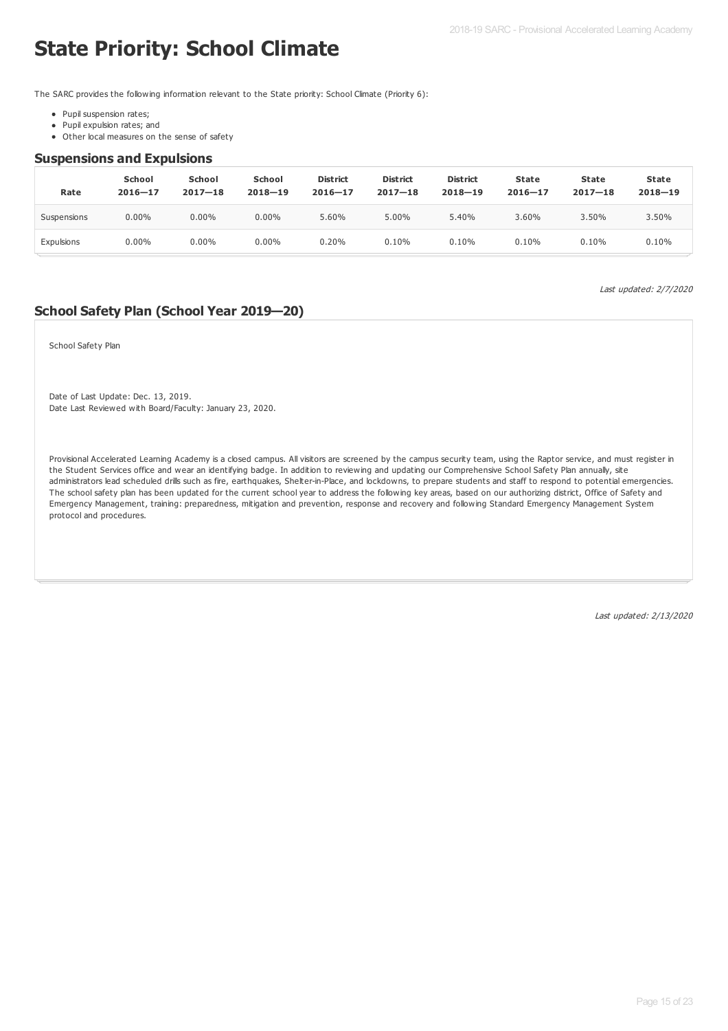// State Priority: School Climate

# State Priority: School Climate

The SARC provides the following information relevant to the State priority: School Climate (Priority 6):

- Pupil suspension rates;
- Pupil expulsion rates; and
- Other local measures on the sense of safety

## Suspensions and Expulsions

| Rate | School 2016—17 | School 2017—18 | School 2018—19 | District 2016—17 | District 2017—18 | District 2018—19 | State 2016—17 | State 2017—18 | State 2018—19 |
|---|---|---|---|---|---|---|---|---|---|
| Suspensions | 0.00% | 0.00% | 0.00% | 5.60% | 5.00% | 5.40% | 3.60% | 3.50% | 3.50% |
| Expulsions | 0.00% | 0.00% | 0.00% | 0.20% | 0.10% | 0.10% | 0.10% | 0.10% | 0.10% |

*Last updated: 2/7/2020*

## School Safety Plan (School Year 2019—20)

School Safety Plan

Date of Last Update: Dec. 13, 2019.
Date Last Reviewed with Board/Faculty: January 23, 2020.

Provisional Accelerated Learning Academy is a closed campus. All visitors are screened by the campus security team, using the Raptor service, and must register in the Student Services office and wear an identifying badge. In addition to reviewing and updating our Comprehensive School Safety Plan annually, site administrators lead scheduled drills such as fire, earthquakes, Shelter-in-Place, and lockdowns, to prepare students and staff to respond to potential emergencies. The school safety plan has been updated for the current school year to address the following key areas, based on our authorizing district, Office of Safety and Emergency Management, training: preparedness, mitigation and prevention, response and recovery and following Standard Emergency Management System protocol and procedures.

*Last updated: 2/13/2020*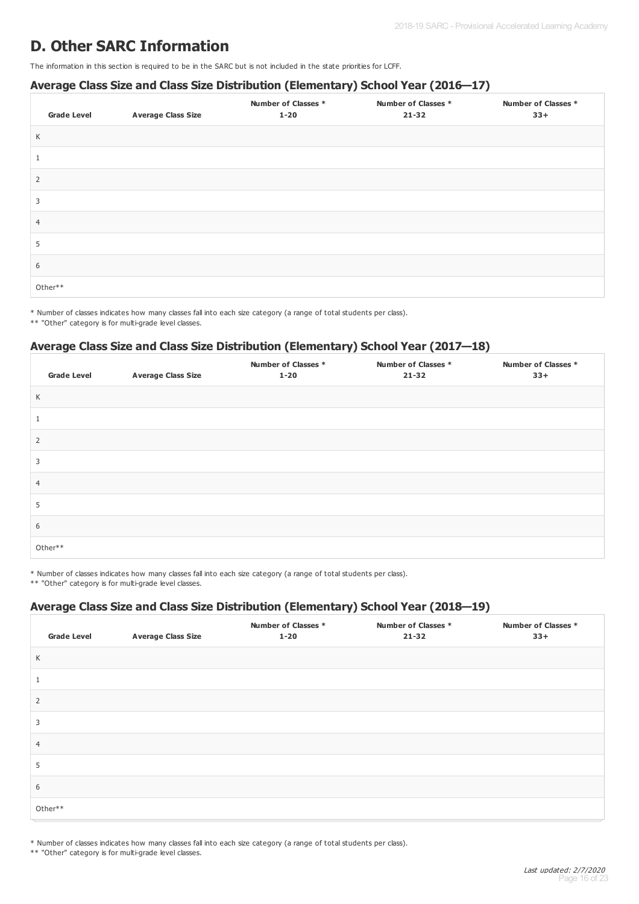# D. Other SARC Information

The information in this section is required to be in the SARC but is not included in the state priorities for LCFF.

### Average Class Size and Class Size Distribution (Elementary) School Year (2016—17)

| Grade Level | Average Class Size | Number of Classes * 1-20 | Number of Classes * 21-32 | Number of Classes * 33+ |
|---|---|---|---|---|
| K | | | | |
| 1 | | | | |
| 2 | | | | |
| 3 | | | | |
| 4 | | | | |
| 5 | | | | |
| 6 | | | | |
| Other** | | | | |

* Number of classes indicates how many classes fall into each size category (a range of total students per class).
** "Other" category is for multi-grade level classes.

### Average Class Size and Class Size Distribution (Elementary) School Year (2017—18)

| Grade Level | Average Class Size | Number of Classes * 1-20 | Number of Classes * 21-32 | Number of Classes * 33+ |
|---|---|---|---|---|
| K | | | | |
| 1 | | | | |
| 2 | | | | |
| 3 | | | | |
| 4 | | | | |
| 5 | | | | |
| 6 | | | | |
| Other** | | | | |

* Number of classes indicates how many classes fall into each size category (a range of total students per class).
** "Other" category is for multi-grade level classes.

### Average Class Size and Class Size Distribution (Elementary) School Year (2018—19)

| Grade Level | Average Class Size | Number of Classes * 1-20 | Number of Classes * 21-32 | Number of Classes * 33+ |
|---|---|---|---|---|
| K | | | | |
| 1 | | | | |
| 2 | | | | |
| 3 | | | | |
| 4 | | | | |
| 5 | | | | |
| 6 | | | | |
| Other** | | | | |

* Number of classes indicates how many classes fall into each size category (a range of total students per class).
** "Other" category is for multi-grade level classes.

*Last updated: 2/7/2020*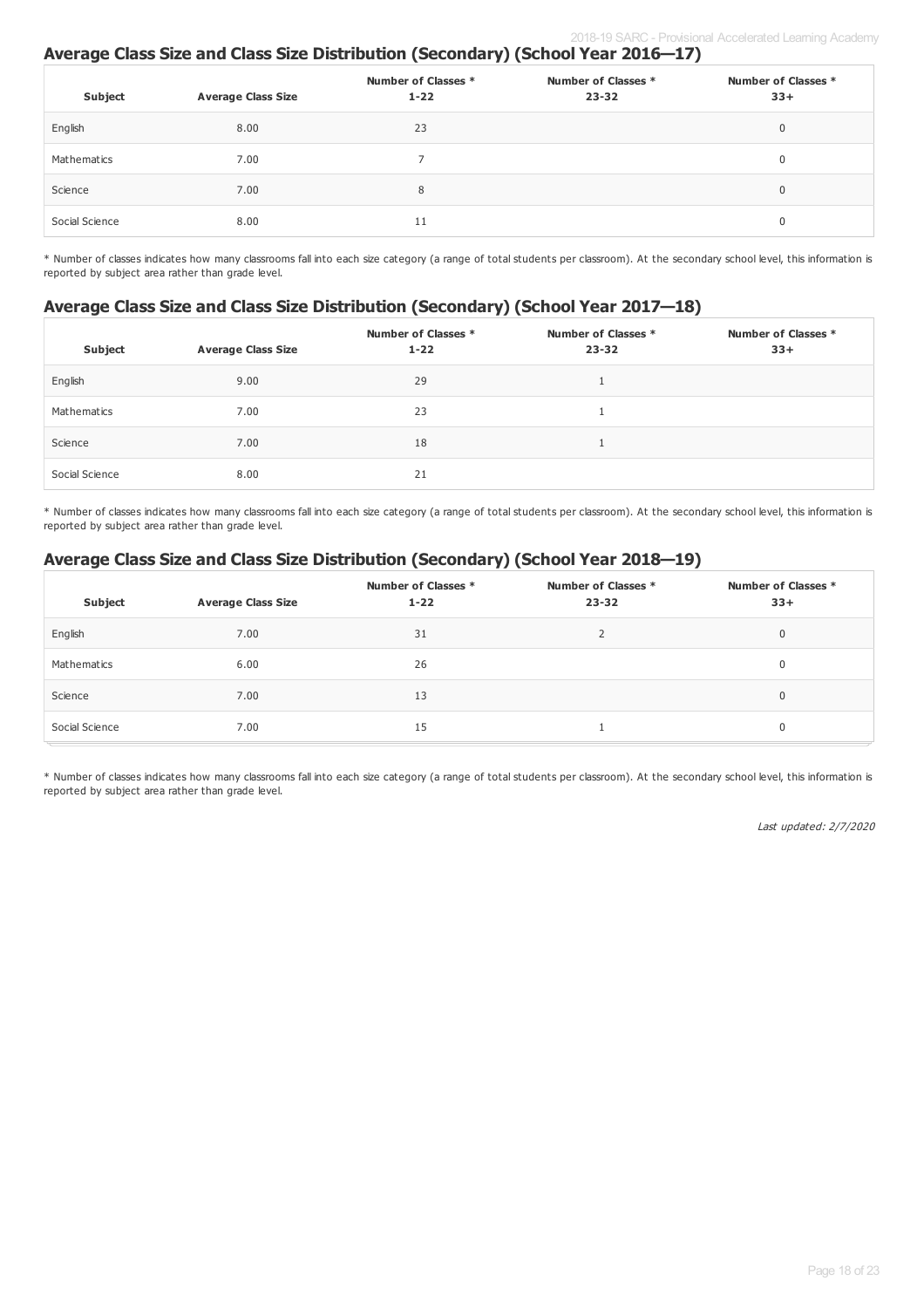## Average Class Size and Class Size Distribution (Secondary) (School Year 2016—17)

| Subject | Average Class Size | Number of Classes * 1-22 | Number of Classes * 23-32 | Number of Classes * 33+ |
|---|---|---|---|---|
| English | 8.00 | 23 | | 0 |
| Mathematics | 7.00 | 7 | | 0 |
| Science | 7.00 | 8 | | 0 |
| Social Science | 8.00 | 11 | | 0 |

\* Number of classes indicates how many classrooms fall into each size category (a range of total students per classroom). At the secondary school level, this information is reported by subject area rather than grade level.

## Average Class Size and Class Size Distribution (Secondary) (School Year 2017—18)

| Subject | Average Class Size | Number of Classes * 1-22 | Number of Classes * 23-32 | Number of Classes * 33+ |
|---|---|---|---|---|
| English | 9.00 | 29 | 1 | |
| Mathematics | 7.00 | 23 | 1 | |
| Science | 7.00 | 18 | 1 | |
| Social Science | 8.00 | 21 | | |

\* Number of classes indicates how many classrooms fall into each size category (a range of total students per classroom). At the secondary school level, this information is reported by subject area rather than grade level.

## Average Class Size and Class Size Distribution (Secondary) (School Year 2018—19)

| Subject | Average Class Size | Number of Classes * 1-22 | Number of Classes * 23-32 | Number of Classes * 33+ |
|---|---|---|---|---|
| English | 7.00 | 31 | 2 | 0 |
| Mathematics | 6.00 | 26 | | 0 |
| Science | 7.00 | 13 | | 0 |
| Social Science | 7.00 | 15 | 1 | 0 |

\* Number of classes indicates how many classrooms fall into each size category (a range of total students per classroom). At the secondary school level, this information is reported by subject area rather than grade level.

*Last updated: 2/7/2020*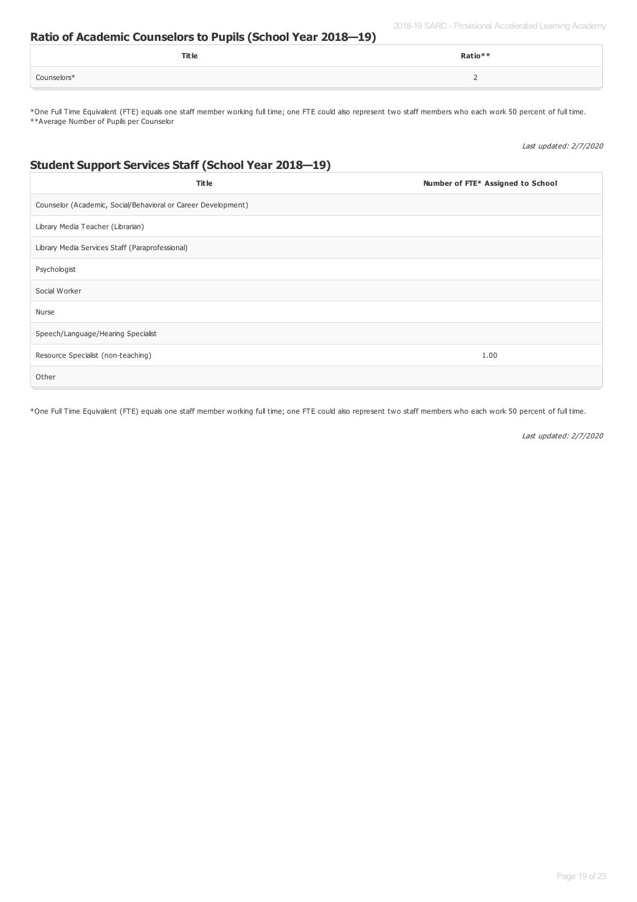## Ratio of Academic Counselors to Pupils (School Year 2018—19)

| Title | Ratio** |
|---|---|
| Counselors* | 2 |

*One Full Time Equivalent (FTE) equals one staff member working full time; one FTE could also represent two staff members who each work 50 percent of full time.
**Average Number of Pupils per Counselor

*Last updated: 2/7/2020*

## Student Support Services Staff (School Year 2018—19)

| Title | Number of FTE* Assigned to School |
|---|---|
| Counselor (Academic, Social/Behavioral or Career Development) | |
| Library Media Teacher (Librarian) | |
| Library Media Services Staff (Paraprofessional) | |
| Psychologist | |
| Social Worker | |
| Nurse | |
| Speech/Language/Hearing Specialist | |
| Resource Specialist (non-teaching) | 1.00 |
| Other | |

*One Full Time Equivalent (FTE) equals one staff member working full time; one FTE could also represent two staff members who each work 50 percent of full time.

*Last updated: 2/7/2020*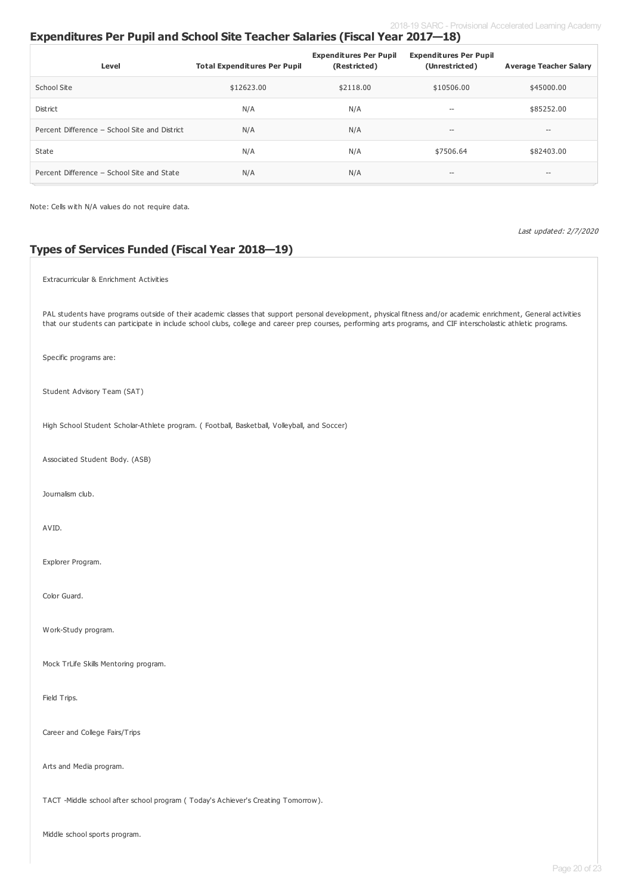## Expenditures Per Pupil and School Site Teacher Salaries (Fiscal Year 2017—18)

| Level | Total Expenditures Per Pupil | Expenditures Per Pupil (Restricted) | Expenditures Per Pupil (Unrestricted) | Average Teacher Salary |
|---|---|---|---|---|
| School Site | $12623.00 | $2118.00 | $10506.00 | $45000.00 |
| District | N/A | N/A | -- | $85252.00 |
| Percent Difference – School Site and District | N/A | N/A | -- | -- |
| State | N/A | N/A | $7506.64 | $82403.00 |
| Percent Difference – School Site and State | N/A | N/A | -- | -- |

Note: Cells with N/A values do not require data.

*Last updated: 2/7/2020*

## Types of Services Funded (Fiscal Year 2018—19)

Extracurricular & Enrichment Activities

PAL students have programs outside of their academic classes that support personal development, physical fitness and/or academic enrichment, General activities that our students can participate in include school clubs, college and career prep courses, performing arts programs, and CIF interscholastic athletic programs.

Specific programs are:

Student Advisory Team (SAT)

High School Student Scholar-Athlete program. ( Football, Basketball, Volleyball, and Soccer)

Associated Student Body. (ASB)

Journalism club.

AVID.

Explorer Program.

Color Guard.

Work-Study program.

Mock TrLife Skills Mentoring program.

Field Trips.

Career and College Fairs/Trips

Arts and Media program.

TACT -Middle school after school program ( Today's Achiever's Creating Tomorrow).

Middle school sports program.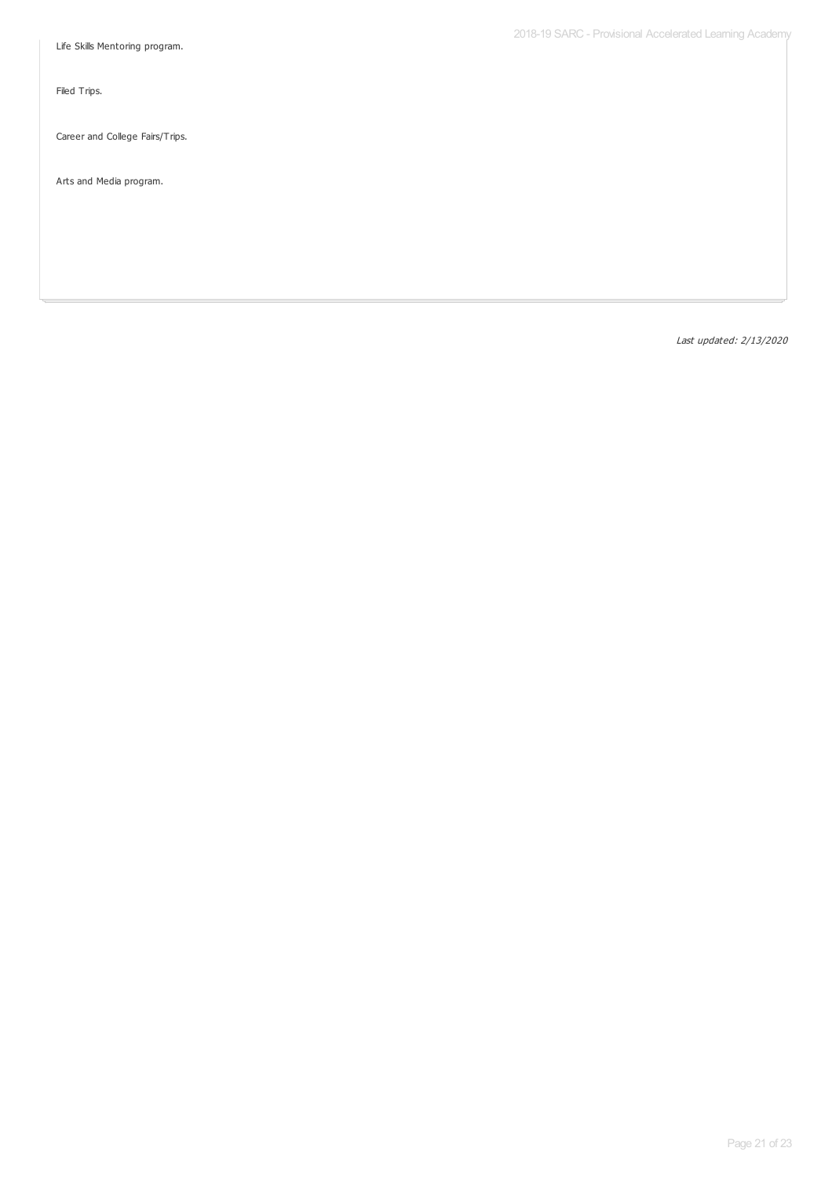Life Skills Mentoring program.

Filed Trips.

Career and College Fairs/Trips.

Arts and Media program.

*Last updated: 2/13/2020*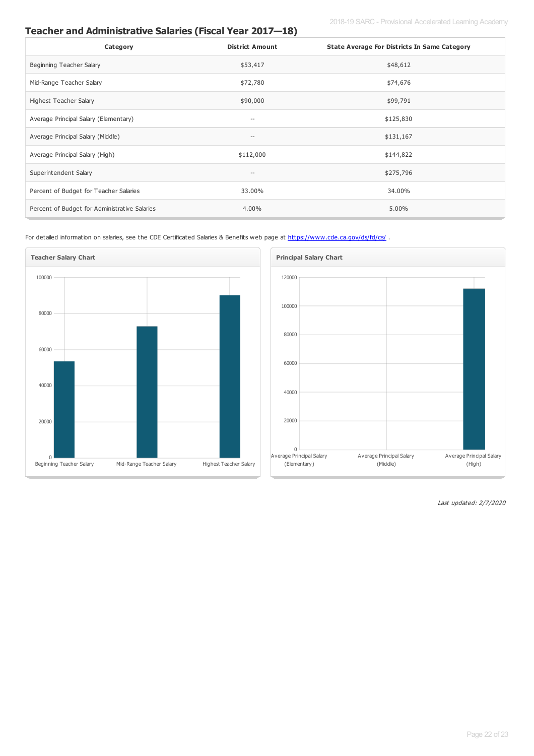## Teacher and Administrative Salaries (Fiscal Year 2017—18)

| Category | District Amount | State Average For Districts In Same Category |
|---|---|---|
| Beginning Teacher Salary | $53,417 | $48,612 |
| Mid-Range Teacher Salary | $72,780 | $74,676 |
| Highest Teacher Salary | $90,000 | $99,791 |
| Average Principal Salary (Elementary) | -- | $125,830 |
| Average Principal Salary (Middle) | -- | $131,167 |
| Average Principal Salary (High) | $112,000 | $144,822 |
| Superintendent Salary | -- | $275,796 |
| Percent of Budget for Teacher Salaries | 33.00% | 34.00% |
| Percent of Budget for Administrative Salaries | 4.00% | 5.00% |

For detailed information on salaries, see the CDE Certificated Salaries & Benefits web page at https://www.cde.ca.gov/ds/fd/cs/ .

**Teacher Salary Chart**

**Principal Salary Chart**

*Last updated: 2/7/2020*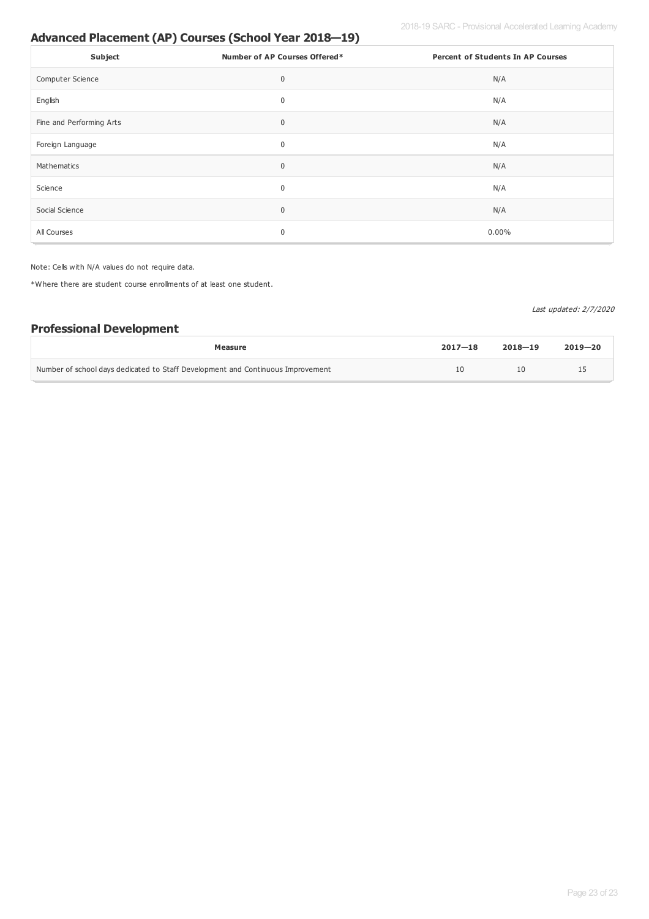## Advanced Placement (AP) Courses (School Year 2018—19)

| Subject | Number of AP Courses Offered* | Percent of Students In AP Courses |
|---|---|---|
| Computer Science | 0 | N/A |
| English | 0 | N/A |
| Fine and Performing Arts | 0 | N/A |
| Foreign Language | 0 | N/A |
| Mathematics | 0 | N/A |
| Science | 0 | N/A |
| Social Science | 0 | N/A |
| All Courses | 0 | 0.00% |

Note: Cells with N/A values do not require data.

*Where there are student course enrollments of at least one student.

*Last updated: 2/7/2020*

## Professional Development

| Measure | 2017—18 | 2018—19 | 2019—20 |
|---|---|---|---|
| Number of school days dedicated to Staff Development and Continuous Improvement | 10 | 10 | 15 |